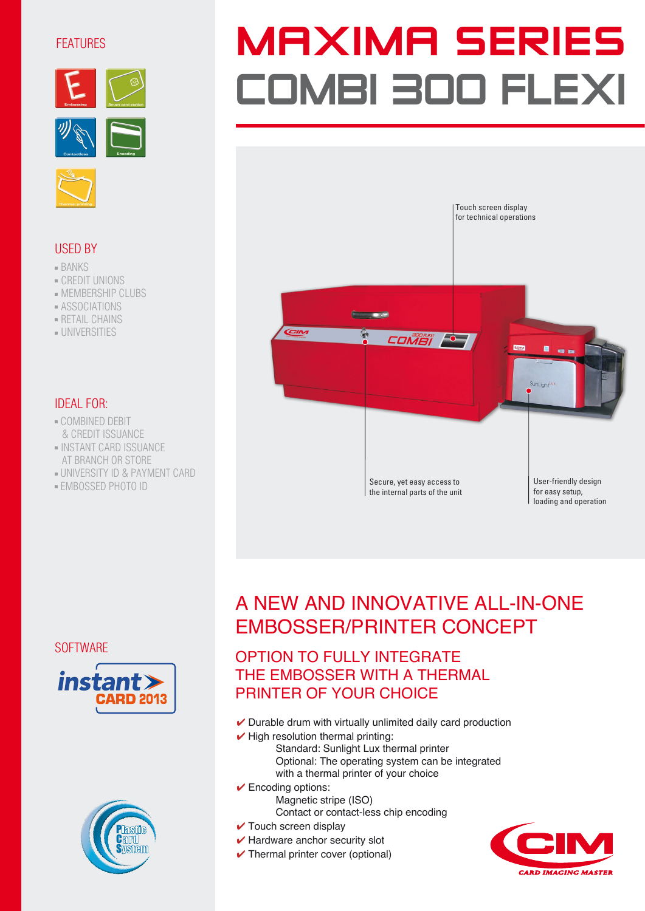# MAXIMA SERIES
# COMBI 300 FLEXI

## FEATURES

- Embossing
- Smart card station
- Contactless
- Encoding
- Thermal printing

## USED BY

- BANKS
- CREDIT UNIONS
- MEMBERSHIP CLUBS
- ASSOCIATIONS
- RETAIL CHAINS
- UNIVERSITIES

## IDEAL FOR:

- COMBINED DEBIT & CREDIT ISSUANCE
- INSTANT CARD ISSUANCE AT BRANCH OR STORE
- UNIVERSITY ID & PAYMENT CARD
- EMBOSSED PHOTO ID

## SOFTWARE

instant CARD 2013

Plastic Card System

Touch screen display for technical operations

Secure, yet easy access to the internal parts of the unit

User-friendly design for easy setup, loading and operation

## A NEW AND INNOVATIVE ALL-IN-ONE EMBOSSER/PRINTER CONCEPT

### OPTION TO FULLY INTEGRATE THE EMBOSSER WITH A THERMAL PRINTER OF YOUR CHOICE

- ✔ Durable drum with virtually unlimited daily card production
- ✔ High resolution thermal printing:
  - Standard: Sunlight Lux thermal printer
  - Optional: The operating system can be integrated with a thermal printer of your choice
- ✔ Encoding options:
  - Magnetic stripe (ISO)
  - Contact or contact-less chip encoding
- ✔ Touch screen display
- ✔ Hardware anchor security slot
- ✔ Thermal printer cover (optional)

CIM CARD IMAGING MASTER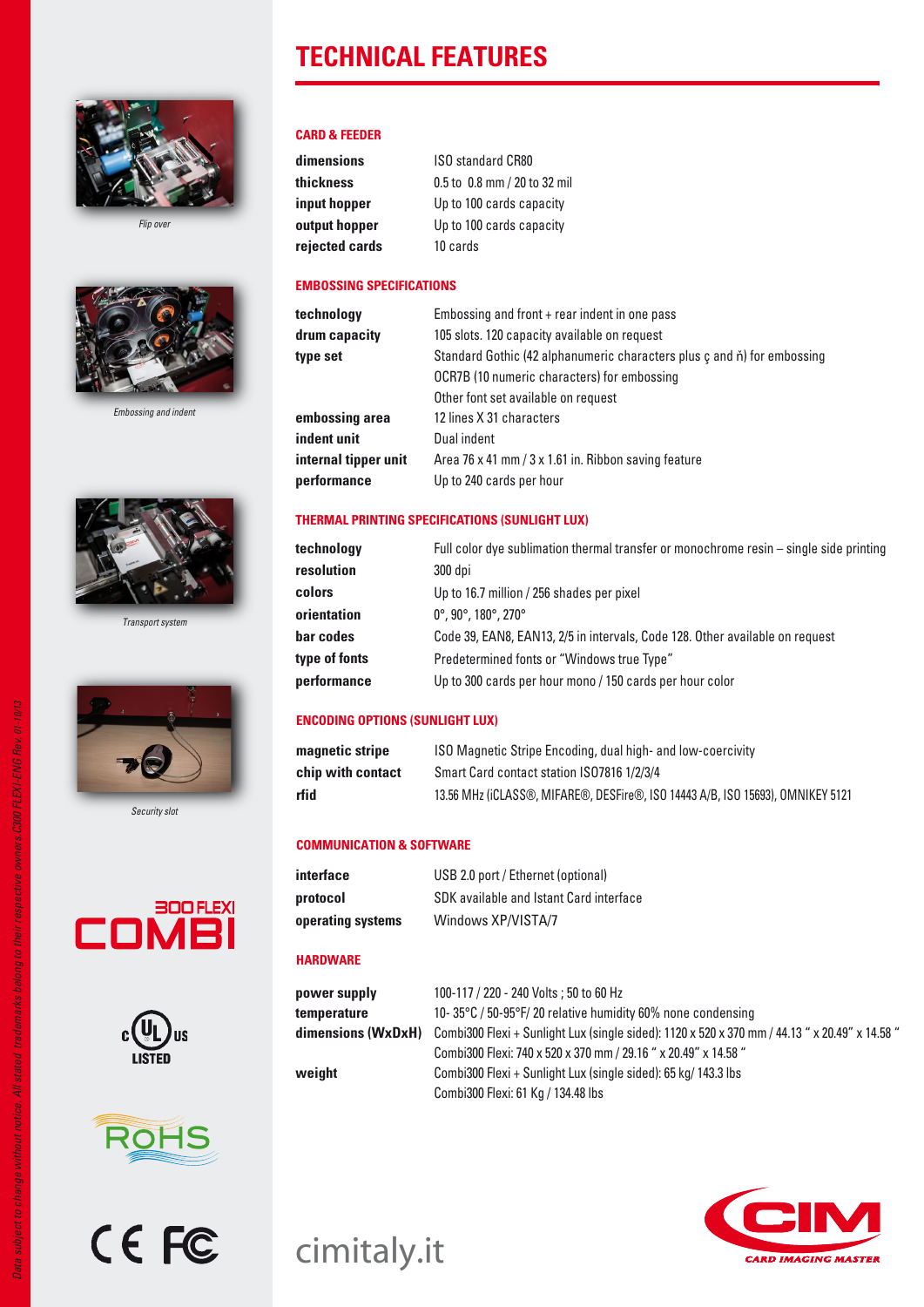# TECHNICAL FEATURES

Flip over

Embossing and indent

Transport system

Security slot

## CARD & FEEDER

| | |
|---|---|
| **dimensions** | ISO standard CR80 |
| **thickness** | 0.5 to 0.8 mm / 20 to 32 mil |
| **input hopper** | Up to 100 cards capacity |
| **output hopper** | Up to 100 cards capacity |
| **rejected cards** | 10 cards |

## EMBOSSING SPECIFICATIONS

| | |
|---|---|
| **technology** | Embossing and front + rear indent in one pass |
| **drum capacity** | 105 slots. 120 capacity available on request |
| **type set** | Standard Gothic (42 alphanumeric characters plus ç and ň) for embossing<br>OCR7B (10 numeric characters) for embossing<br>Other font set available on request |
| **embossing area** | 12 lines X 31 characters |
| **indent unit** | Dual indent |
| **internal tipper unit** | Area 76 x 41 mm / 3 x 1.61 in. Ribbon saving feature |
| **performance** | Up to 240 cards per hour |

## THERMAL PRINTING SPECIFICATIONS (SUNLIGHT LUX)

| | |
|---|---|
| **technology** | Full color dye sublimation thermal transfer or monochrome resin – single side printing |
| **resolution** | 300 dpi |
| **colors** | Up to 16.7 million / 256 shades per pixel |
| **orientation** | 0°, 90°, 180°, 270° |
| **bar codes** | Code 39, EAN8, EAN13, 2/5 in intervals, Code 128. Other available on request |
| **type of fonts** | Predetermined fonts or "Windows true Type" |
| **performance** | Up to 300 cards per hour mono / 150 cards per hour color |

## ENCODING OPTIONS (SUNLIGHT LUX)

| | |
|---|---|
| **magnetic stripe** | ISO Magnetic Stripe Encoding, dual high- and low-coercivity |
| **chip with contact** | Smart Card contact station ISO7816 1/2/3/4 |
| **rfid** | 13.56 MHz (iCLASS®, MIFARE®, DESFire®, ISO 14443 A/B, ISO 15693), OMNIKEY 5121 |

## COMMUNICATION & SOFTWARE

| | |
|---|---|
| **interface** | USB 2.0 port / Ethernet (optional) |
| **protocol** | SDK available and Istant Card interface |
| **operating systems** | Windows XP/VISTA/7 |

## HARDWARE

| | |
|---|---|
| **power supply** | 100-117 / 220 - 240 Volts ; 50 to 60 Hz |
| **temperature** | 10- 35°C / 50-95°F/ 20 relative humidity 60% none condensing |
| **dimensions (WxDxH)** | Combi300 Flexi + Sunlight Lux (single sided): 1120 x 520 x 370 mm / 44.13 " x 20.49" x 14.58 "<br>Combi300 Flexi: 740 x 520 x 370 mm / 29.16 " x 20.49" x 14.58 " |
| **weight** | Combi300 Flexi + Sunlight Lux (single sided): 65 kg/ 143.3 lbs<br>Combi300 Flexi: 61 Kg / 134.48 lbs |

COMBI 300 FLEXI

c UL us LISTED

RoHS

CE FC

cimitaly.it

CIM CARD IMAGING MASTER

*Data subject to change without notice. All stated trademarks belong to their respective owners.C300 FLEXI-ENG Rev. 01-10/13*